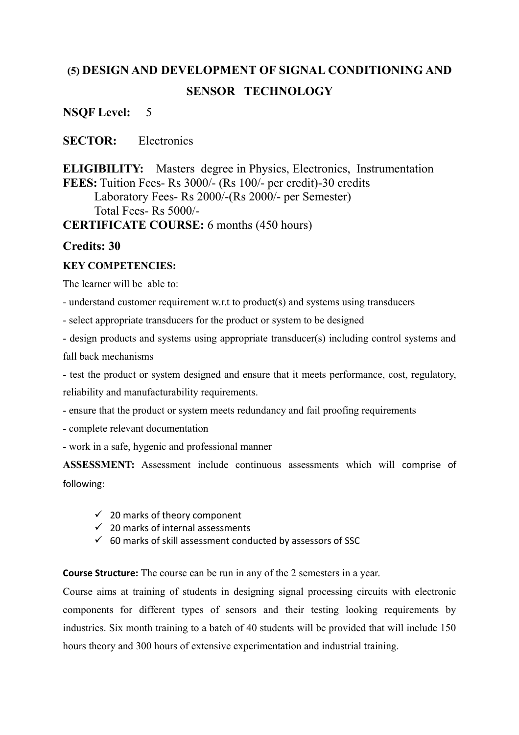# (5) DESIGN AND DEVELOPMENT OF SIGNAL CONDITIONING AND SENSOR TECHNOLOGY

**NSQF Level:** 5

**SECTOR:** Electronics

**ELIGIBILITY:** Masters degree in Physics, Electronics, Instrumentation

**FEES:** Tuition Fees- Rs 3000/- (Rs 100/- per credit)-30 credits
Laboratory Fees- Rs 2000/-(Rs 2000/- per Semester)
Total Fees- Rs 5000/-

**CERTIFICATE COURSE:** 6 months (450 hours)

**Credits: 30**

**KEY COMPETENCIES:**

The learner will be able to:

- understand customer requirement w.r.t to product(s) and systems using transducers
- select appropriate transducers for the product or system to be designed
- design products and systems using appropriate transducer(s) including control systems and fall back mechanisms
- test the product or system designed and ensure that it meets performance, cost, regulatory, reliability and manufacturability requirements.
- ensure that the product or system meets redundancy and fail proofing requirements
- complete relevant documentation
- work in a safe, hygenic and professional manner

**ASSESSMENT:** Assessment include continuous assessments which will comprise of following:

- ✓ 20 marks of theory component
- ✓ 20 marks of internal assessments
- ✓ 60 marks of skill assessment conducted by assessors of SSC

**Course Structure:** The course can be run in any of the 2 semesters in a year.

Course aims at training of students in designing signal processing circuits with electronic components for different types of sensors and their testing looking requirements by industries. Six month training to a batch of 40 students will be provided that will include 150 hours theory and 300 hours of extensive experimentation and industrial training.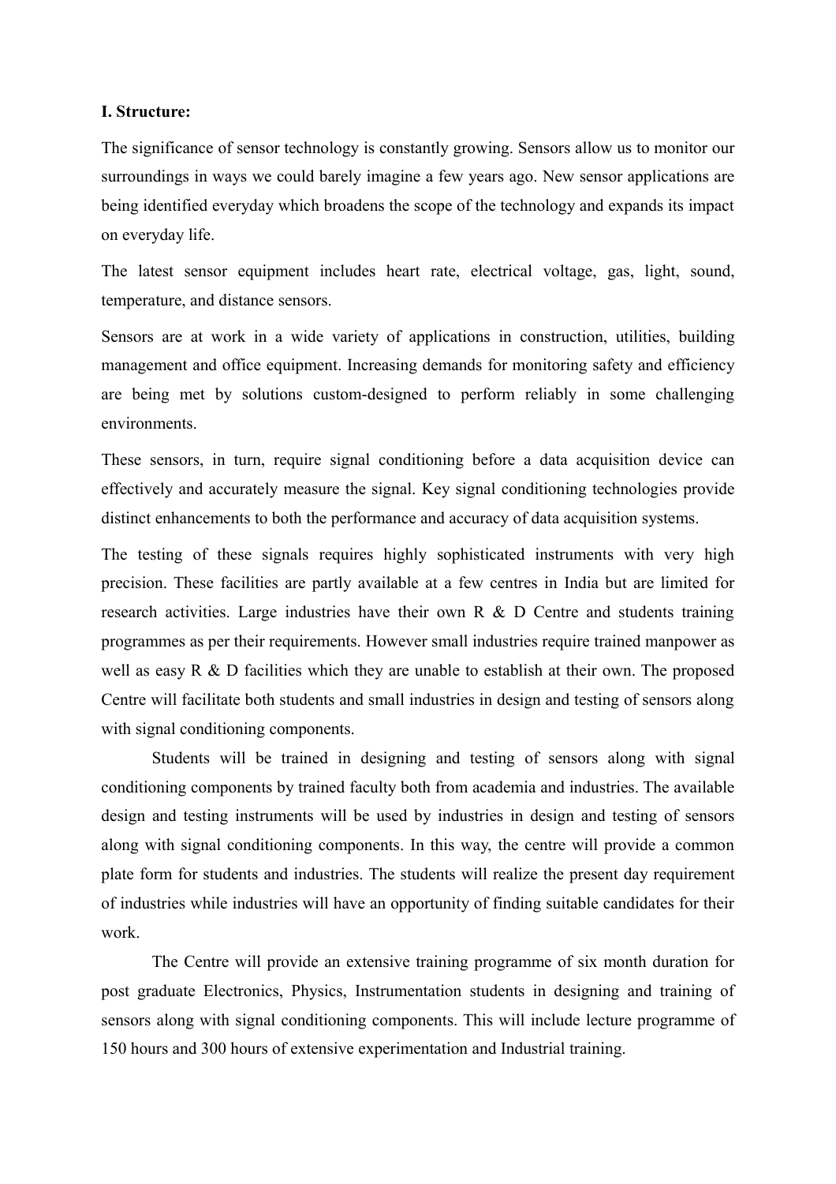**I. Structure:**

The significance of sensor technology is constantly growing. Sensors allow us to monitor our surroundings in ways we could barely imagine a few years ago. New sensor applications are being identified everyday which broadens the scope of the technology and expands its impact on everyday life.

The latest sensor equipment includes heart rate, electrical voltage, gas, light, sound, temperature, and distance sensors.

Sensors are at work in a wide variety of applications in construction, utilities, building management and office equipment. Increasing demands for monitoring safety and efficiency are being met by solutions custom-designed to perform reliably in some challenging environments.

These sensors, in turn, require signal conditioning before a data acquisition device can effectively and accurately measure the signal. Key signal conditioning technologies provide distinct enhancements to both the performance and accuracy of data acquisition systems.

The testing of these signals requires highly sophisticated instruments with very high precision. These facilities are partly available at a few centres in India but are limited for research activities. Large industries have their own R & D Centre and students training programmes as per their requirements. However small industries require trained manpower as well as easy R & D facilities which they are unable to establish at their own. The proposed Centre will facilitate both students and small industries in design and testing of sensors along with signal conditioning components.

Students will be trained in designing and testing of sensors along with signal conditioning components by trained faculty both from academia and industries. The available design and testing instruments will be used by industries in design and testing of sensors along with signal conditioning components. In this way, the centre will provide a common plate form for students and industries. The students will realize the present day requirement of industries while industries will have an opportunity of finding suitable candidates for their work.

The Centre will provide an extensive training programme of six month duration for post graduate Electronics, Physics, Instrumentation students in designing and training of sensors along with signal conditioning components. This will include lecture programme of 150 hours and 300 hours of extensive experimentation and Industrial training.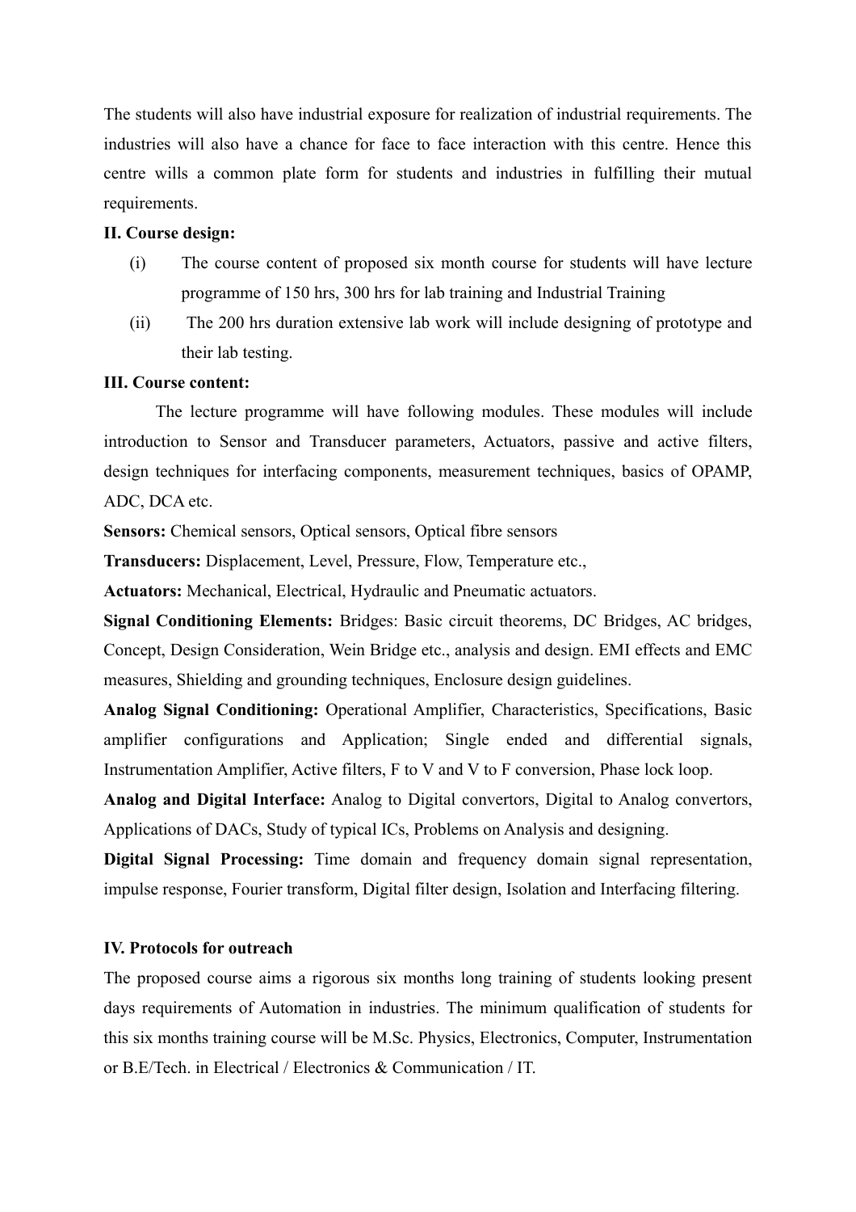The students will also have industrial exposure for realization of industrial requirements. The industries will also have a chance for face to face interaction with this centre. Hence this centre wills a common plate form for students and industries in fulfilling their mutual requirements.

**II. Course design:**

(i) The course content of proposed six month course for students will have lecture programme of 150 hrs, 300 hrs for lab training and Industrial Training

(ii) The 200 hrs duration extensive lab work will include designing of prototype and their lab testing.

**III. Course content:**

The lecture programme will have following modules. These modules will include introduction to Sensor and Transducer parameters, Actuators, passive and active filters, design techniques for interfacing components, measurement techniques, basics of OPAMP, ADC, DCA etc.

**Sensors:** Chemical sensors, Optical sensors, Optical fibre sensors

**Transducers:** Displacement, Level, Pressure, Flow, Temperature etc.,

**Actuators:** Mechanical, Electrical, Hydraulic and Pneumatic actuators.

**Signal Conditioning Elements:** Bridges: Basic circuit theorems, DC Bridges, AC bridges, Concept, Design Consideration, Wein Bridge etc., analysis and design. EMI effects and EMC measures, Shielding and grounding techniques, Enclosure design guidelines.

**Analog Signal Conditioning:** Operational Amplifier, Characteristics, Specifications, Basic amplifier configurations and Application; Single ended and differential signals, Instrumentation Amplifier, Active filters, F to V and V to F conversion, Phase lock loop.

**Analog and Digital Interface:** Analog to Digital convertors, Digital to Analog convertors, Applications of DACs, Study of typical ICs, Problems on Analysis and designing.

**Digital Signal Processing:** Time domain and frequency domain signal representation, impulse response, Fourier transform, Digital filter design, Isolation and Interfacing filtering.

**IV. Protocols for outreach**

The proposed course aims a rigorous six months long training of students looking present days requirements of Automation in industries. The minimum qualification of students for this six months training course will be M.Sc. Physics, Electronics, Computer, Instrumentation or B.E/Tech. in Electrical / Electronics & Communication / IT.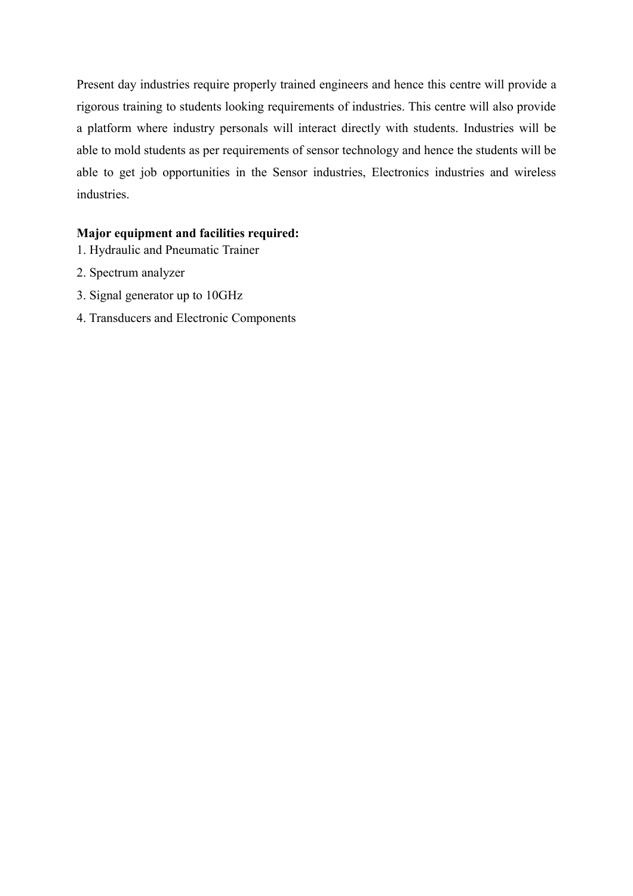Present day industries require properly trained engineers and hence this centre will provide a rigorous training to students looking requirements of industries. This centre will also provide a platform where industry personals will interact directly with students. Industries will be able to mold students as per requirements of sensor technology and hence the students will be able to get job opportunities in the Sensor industries, Electronics industries and wireless industries.

**Major equipment and facilities required:**

1. Hydraulic and Pneumatic Trainer
2. Spectrum analyzer
3. Signal generator up to 10GHz
4. Transducers and Electronic Components